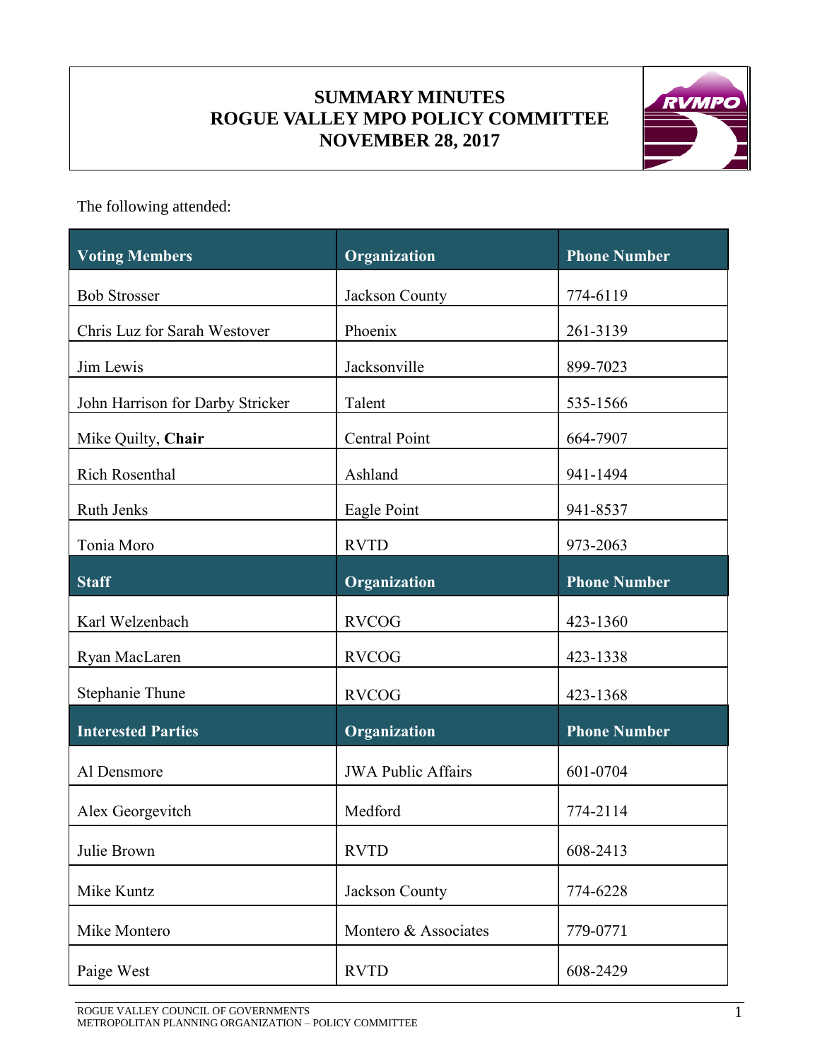# SUMMARY MINUTES
# ROGUE VALLEY MPO POLICY COMMITTEE
# NOVEMBER 28, 2017

The following attended:

| Voting Members | Organization | Phone Number |
|---|---|---|
| Bob Strosser | Jackson County | 774-6119 |
| Chris Luz for Sarah Westover | Phoenix | 261-3139 |
| Jim Lewis | Jacksonville | 899-7023 |
| John Harrison for Darby Stricker | Talent | 535-1566 |
| Mike Quilty, **Chair** | Central Point | 664-7907 |
| Rich Rosenthal | Ashland | 941-1494 |
| Ruth Jenks | Eagle Point | 941-8537 |
| Tonia Moro | RVTD | 973-2063 |
| **Staff** | **Organization** | **Phone Number** |
| Karl Welzenbach | RVCOG | 423-1360 |
| Ryan MacLaren | RVCOG | 423-1338 |
| Stephanie Thune | RVCOG | 423-1368 |
| **Interested Parties** | **Organization** | **Phone Number** |
| Al Densmore | JWA Public Affairs | 601-0704 |
| Alex Georgevitch | Medford | 774-2114 |
| Julie Brown | RVTD | 608-2413 |
| Mike Kuntz | Jackson County | 774-6228 |
| Mike Montero | Montero & Associates | 779-0771 |
| Paige West | RVTD | 608-2429 |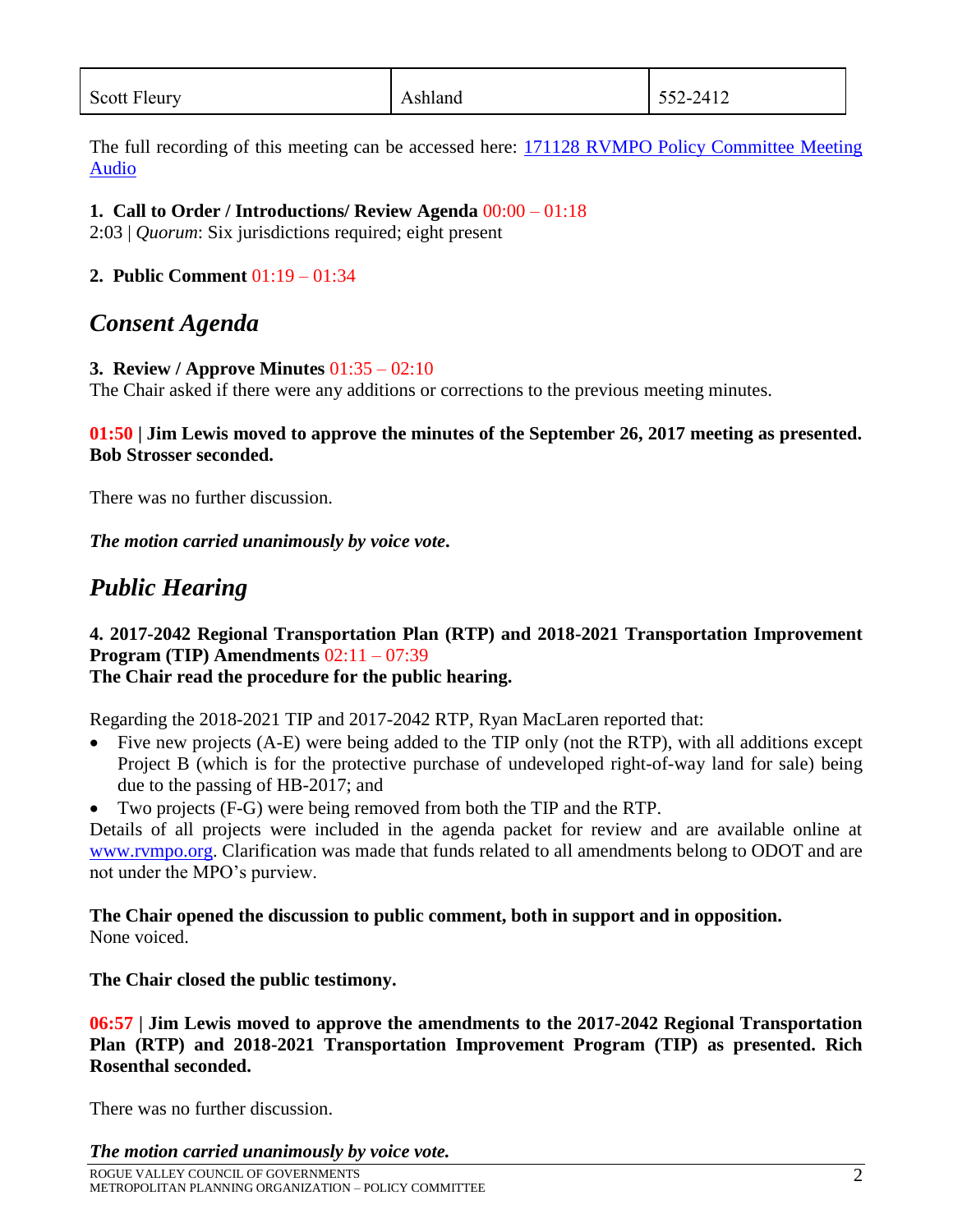| Scott Fleury | Ashland | 552-2412 |
|---|---|---|

The full recording of this meeting can be accessed here: [171128 RVMPO Policy Committee Meeting Audio]()

**1. Call to Order / Introductions/ Review Agenda** 00:00 – 01:18
2:03 | *Quorum*: Six jurisdictions required; eight present

**2. Public Comment** 01:19 – 01:34

## *Consent Agenda*

**3. Review / Approve Minutes** 01:35 – 02:10
The Chair asked if there were any additions or corrections to the previous meeting minutes.

**01:50 | Jim Lewis moved to approve the minutes of the September 26, 2017 meeting as presented. Bob Strosser seconded.**

There was no further discussion.

***The motion carried unanimously by voice vote.***

## *Public Hearing*

**4. 2017-2042 Regional Transportation Plan (RTP) and 2018-2021 Transportation Improvement Program (TIP) Amendments** 02:11 – 07:39
**The Chair read the procedure for the public hearing.**

Regarding the 2018-2021 TIP and 2017-2042 RTP, Ryan MacLaren reported that:

- Five new projects (A-E) were being added to the TIP only (not the RTP), with all additions except Project B (which is for the protective purchase of undeveloped right-of-way land for sale) being due to the passing of HB-2017; and
- Two projects (F-G) were being removed from both the TIP and the RTP.

Details of all projects were included in the agenda packet for review and are available online at [www.rvmpo.org](www.rvmpo.org). Clarification was made that funds related to all amendments belong to ODOT and are not under the MPO's purview.

**The Chair opened the discussion to public comment, both in support and in opposition.**
None voiced.

**The Chair closed the public testimony.**

**06:57 | Jim Lewis moved to approve the amendments to the 2017-2042 Regional Transportation Plan (RTP) and 2018-2021 Transportation Improvement Program (TIP) as presented. Rich Rosenthal seconded.**

There was no further discussion.

***The motion carried unanimously by voice vote.***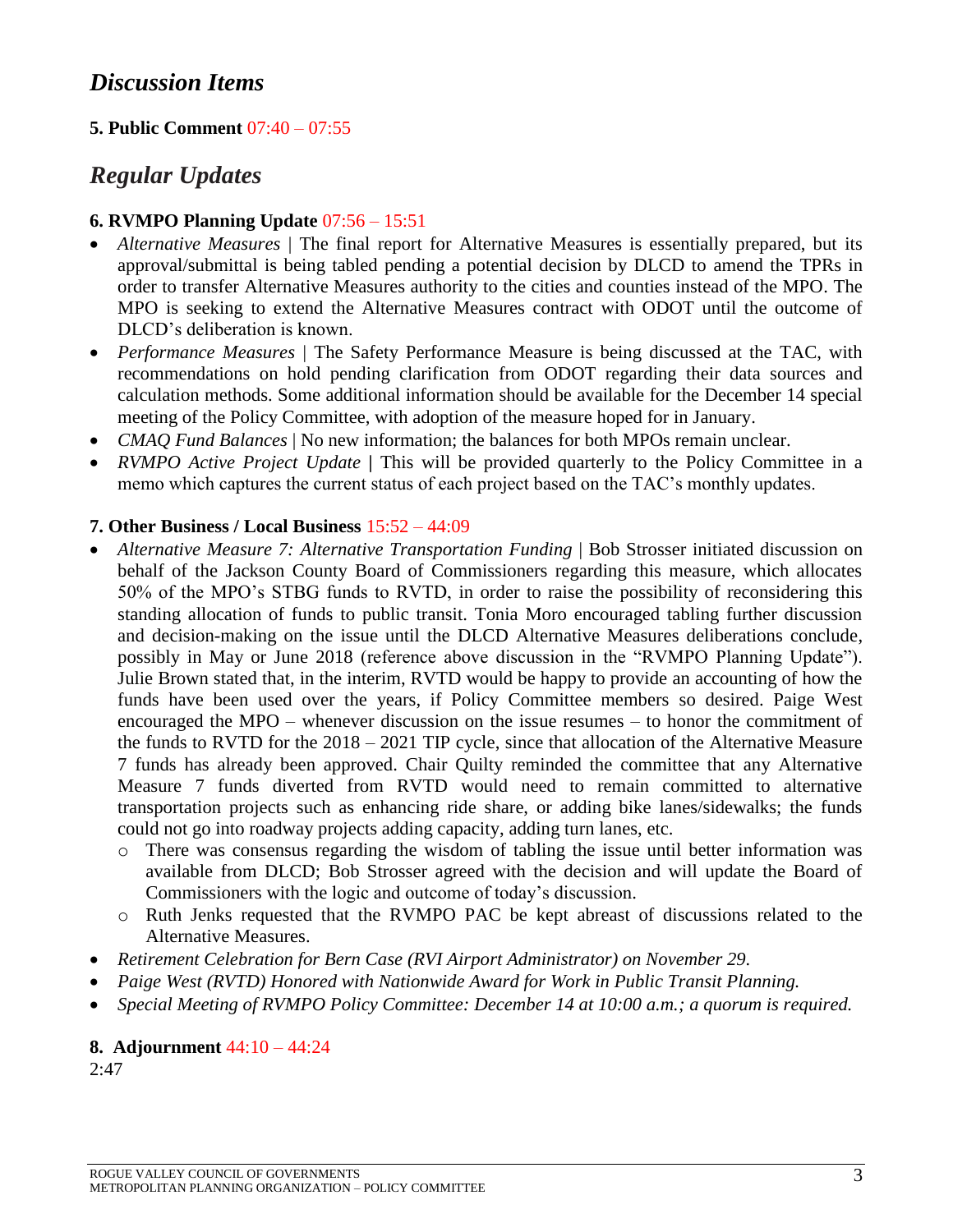## Discussion Items

**5. Public Comment** 07:40 – 07:55

## Regular Updates

**6. RVMPO Planning Update** 07:56 – 15:51

- *Alternative Measures* | The final report for Alternative Measures is essentially prepared, but its approval/submittal is being tabled pending a potential decision by DLCD to amend the TPRs in order to transfer Alternative Measures authority to the cities and counties instead of the MPO. The MPO is seeking to extend the Alternative Measures contract with ODOT until the outcome of DLCD's deliberation is known.
- *Performance Measures* | The Safety Performance Measure is being discussed at the TAC, with recommendations on hold pending clarification from ODOT regarding their data sources and calculation methods. Some additional information should be available for the December 14 special meeting of the Policy Committee, with adoption of the measure hoped for in January.
- *CMAQ Fund Balances* | No new information; the balances for both MPOs remain unclear.
- *RVMPO Active Project Update* **|** This will be provided quarterly to the Policy Committee in a memo which captures the current status of each project based on the TAC's monthly updates.

**7. Other Business / Local Business** 15:52 – 44:09

- *Alternative Measure 7: Alternative Transportation Funding* | Bob Strosser initiated discussion on behalf of the Jackson County Board of Commissioners regarding this measure, which allocates 50% of the MPO's STBG funds to RVTD, in order to raise the possibility of reconsidering this standing allocation of funds to public transit. Tonia Moro encouraged tabling further discussion and decision-making on the issue until the DLCD Alternative Measures deliberations conclude, possibly in May or June 2018 (reference above discussion in the "RVMPO Planning Update"). Julie Brown stated that, in the interim, RVTD would be happy to provide an accounting of how the funds have been used over the years, if Policy Committee members so desired. Paige West encouraged the MPO – whenever discussion on the issue resumes – to honor the commitment of the funds to RVTD for the 2018 – 2021 TIP cycle, since that allocation of the Alternative Measure 7 funds has already been approved. Chair Quilty reminded the committee that any Alternative Measure 7 funds diverted from RVTD would need to remain committed to alternative transportation projects such as enhancing ride share, or adding bike lanes/sidewalks; the funds could not go into roadway projects adding capacity, adding turn lanes, etc.
  - There was consensus regarding the wisdom of tabling the issue until better information was available from DLCD; Bob Strosser agreed with the decision and will update the Board of Commissioners with the logic and outcome of today's discussion.
  - Ruth Jenks requested that the RVMPO PAC be kept abreast of discussions related to the Alternative Measures.
- *Retirement Celebration for Bern Case (RVI Airport Administrator) on November 29.*
- *Paige West (RVTD) Honored with Nationwide Award for Work in Public Transit Planning.*
- *Special Meeting of RVMPO Policy Committee: December 14 at 10:00 a.m.; a quorum is required.*

**8. Adjournment** 44:10 – 44:24

2:47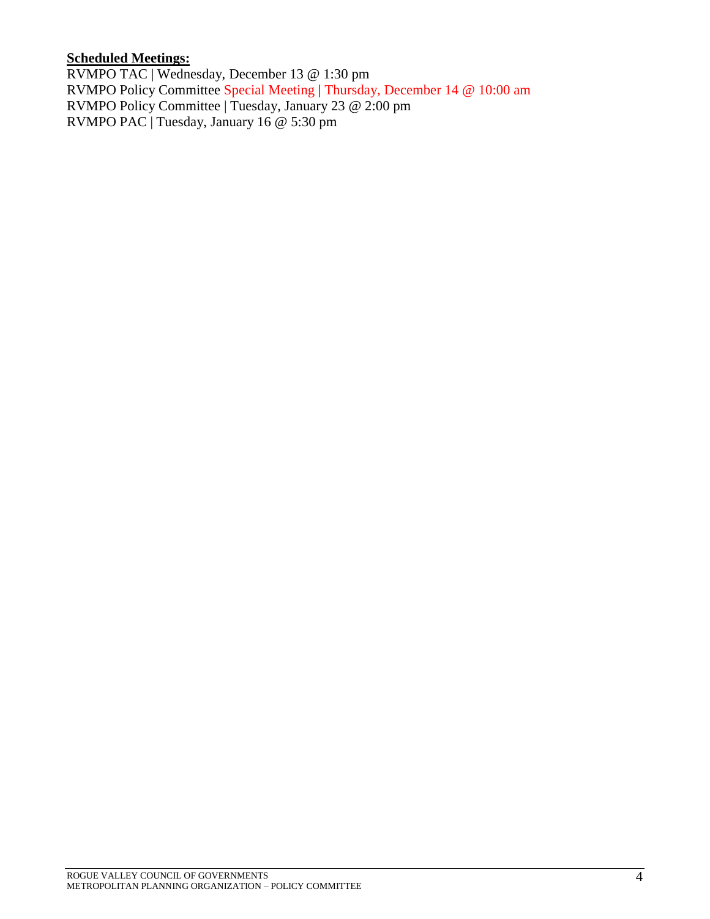**Scheduled Meetings:**

RVMPO TAC | Wednesday, December 13 @ 1:30 pm
RVMPO Policy Committee Special Meeting | Thursday, December 14 @ 10:00 am
RVMPO Policy Committee | Tuesday, January 23 @ 2:00 pm
RVMPO PAC | Tuesday, January 16 @ 5:30 pm